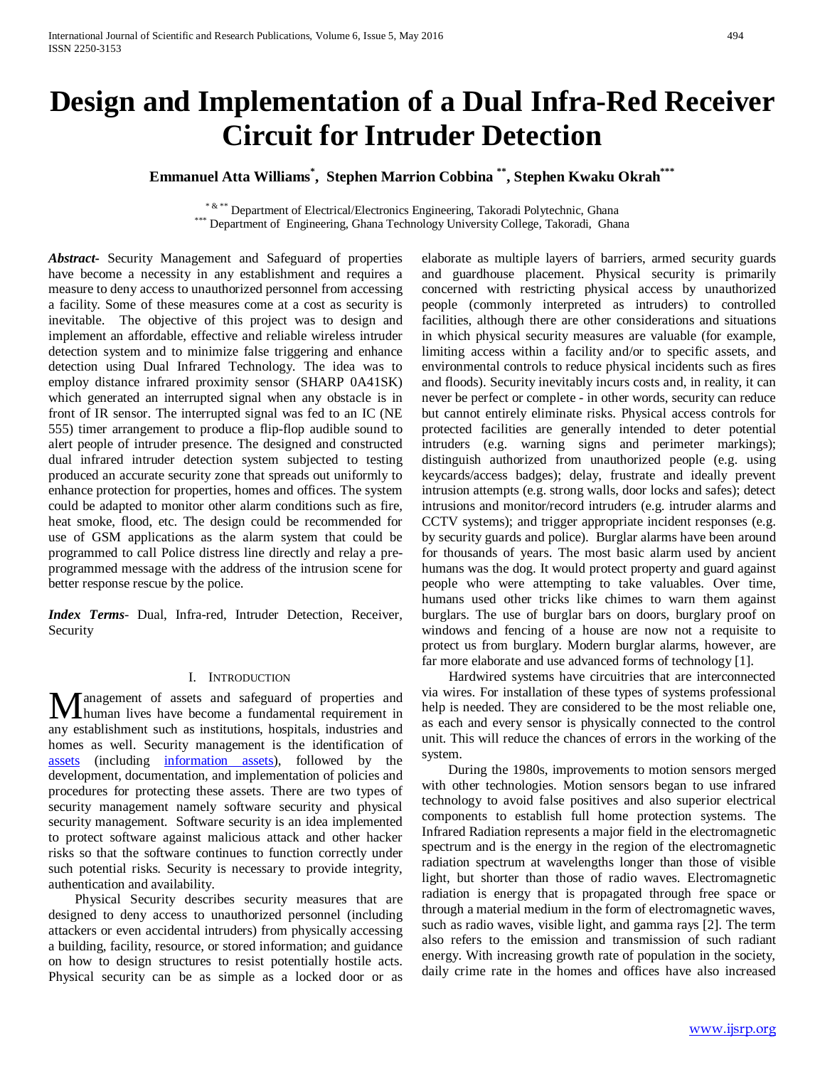# Design and Implementation of a Dual Infra-Red Receiver Circuit for Intruder Detection

**Emmanuel Atta Williams[*], Stephen Marrion Cobbina[**], Stephen Kwaku Okrah[***]**

[* & **] Department of Electrical/Electronics Engineering, Takoradi Polytechnic, Ghana
[***] Department of Engineering, Ghana Technology University College, Takoradi, Ghana

***Abstract-*** Security Management and Safeguard of properties have become a necessity in any establishment and requires a measure to deny access to unauthorized personnel from accessing a facility. Some of these measures come at a cost as security is inevitable. The objective of this project was to design and implement an affordable, effective and reliable wireless intruder detection system and to minimize false triggering and enhance detection using Dual Infrared Technology. The idea was to employ distance infrared proximity sensor (SHARP 0A41SK) which generated an interrupted signal when any obstacle is in front of IR sensor. The interrupted signal was fed to an IC (NE 555) timer arrangement to produce a flip-flop audible sound to alert people of intruder presence. The designed and constructed dual infrared intruder detection system subjected to testing produced an accurate security zone that spreads out uniformly to enhance protection for properties, homes and offices. The system could be adapted to monitor other alarm conditions such as fire, heat smoke, flood, etc. The design could be recommended for use of GSM applications as the alarm system that could be programmed to call Police distress line directly and relay a pre-programmed message with the address of the intrusion scene for better response rescue by the police.

***Index Terms-*** Dual, Infra-red, Intruder Detection, Receiver, Security

## I. Introduction

Management of assets and safeguard of properties and human lives have become a fundamental requirement in any establishment such as institutions, hospitals, industries and homes as well. Security management is the identification of [assets](#) (including [information assets](#)), followed by the development, documentation, and implementation of policies and procedures for protecting these assets. There are two types of security management namely software security and physical security management. Software security is an idea implemented to protect software against malicious attack and other hacker risks so that the software continues to function correctly under such potential risks. Security is necessary to provide integrity, authentication and availability.

Physical Security describes security measures that are designed to deny access to unauthorized personnel (including attackers or even accidental intruders) from physically accessing a building, facility, resource, or stored information; and guidance on how to design structures to resist potentially hostile acts. Physical security can be as simple as a locked door or as elaborate as multiple layers of barriers, armed security guards and guardhouse placement. Physical security is primarily concerned with restricting physical access by unauthorized people (commonly interpreted as intruders) to controlled facilities, although there are other considerations and situations in which physical security measures are valuable (for example, limiting access within a facility and/or to specific assets, and environmental controls to reduce physical incidents such as fires and floods). Security inevitably incurs costs and, in reality, it can never be perfect or complete - in other words, security can reduce but cannot entirely eliminate risks. Physical access controls for protected facilities are generally intended to deter potential intruders (e.g. warning signs and perimeter markings); distinguish authorized from unauthorized people (e.g. using keycards/access badges); delay, frustrate and ideally prevent intrusion attempts (e.g. strong walls, door locks and safes); detect intrusions and monitor/record intruders (e.g. intruder alarms and CCTV systems); and trigger appropriate incident responses (e.g. by security guards and police). Burglar alarms have been around for thousands of years. The most basic alarm used by ancient humans was the dog. It would protect property and guard against people who were attempting to take valuables. Over time, humans used other tricks like chimes to warn them against burglars. The use of burglar bars on doors, burglary proof on windows and fencing of a house are now not a requisite to protect us from burglary. Modern burglar alarms, however, are far more elaborate and use advanced forms of technology [1].

Hardwired systems have circuitries that are interconnected via wires. For installation of these types of systems professional help is needed. They are considered to be the most reliable one, as each and every sensor is physically connected to the control unit. This will reduce the chances of errors in the working of the system.

During the 1980s, improvements to motion sensors merged with other technologies. Motion sensors began to use infrared technology to avoid false positives and also superior electrical components to establish full home protection systems. The Infrared Radiation represents a major field in the electromagnetic spectrum and is the energy in the region of the electromagnetic radiation spectrum at wavelengths longer than those of visible light, but shorter than those of radio waves. Electromagnetic radiation is energy that is propagated through free space or through a material medium in the form of electromagnetic waves, such as radio waves, visible light, and gamma rays [2]. The term also refers to the emission and transmission of such radiant energy. With increasing growth rate of population in the society, daily crime rate in the homes and offices have also increased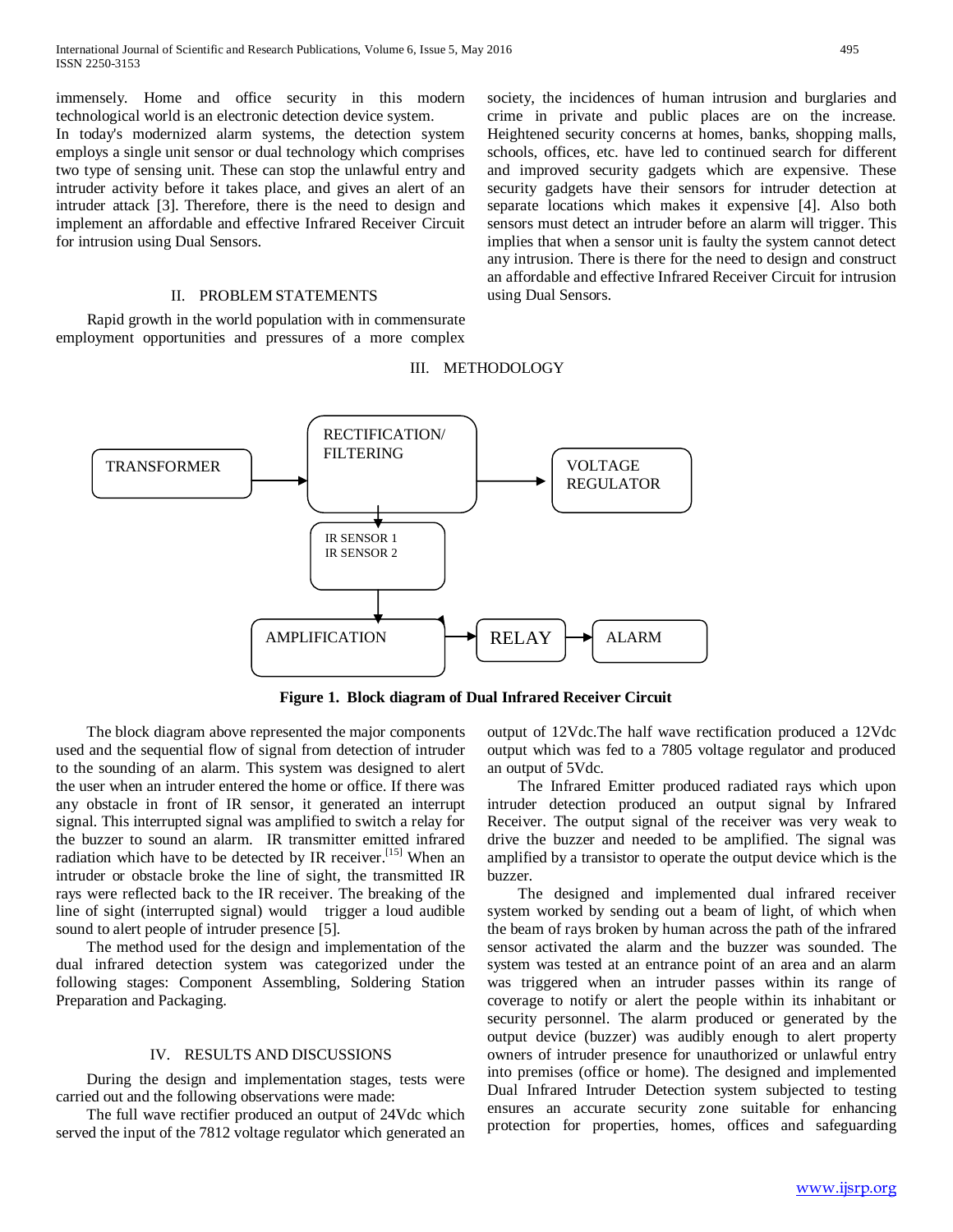immensely. Home and office security in this modern technological world is an electronic detection device system.
In today's modernized alarm systems, the detection system employs a single unit sensor or dual technology which comprises two type of sensing unit. These can stop the unlawful entry and intruder activity before it takes place, and gives an alert of an intruder attack [3]. Therefore, there is the need to design and implement an affordable and effective Infrared Receiver Circuit for intrusion using Dual Sensors.

## II. PROBLEM STATEMENTS

Rapid growth in the world population with in commensurate employment opportunities and pressures of a more complex society, the incidences of human intrusion and burglaries and crime in private and public places are on the increase. Heightened security concerns at homes, banks, shopping malls, schools, offices, etc. have led to continued search for different and improved security gadgets which are expensive. These security gadgets have their sensors for intruder detection at separate locations which makes it expensive [4]. Also both sensors must detect an intruder before an alarm will trigger. This implies that when a sensor unit is faulty the system cannot detect any intrusion. There is there for the need to design and construct an affordable and effective Infrared Receiver Circuit for intrusion using Dual Sensors.

## III. METHODOLOGY

TRANSFORMER → RECTIFICATION/ FILTERING → VOLTAGE REGULATOR

RECTIFICATION/ FILTERING → IR SENSOR 1 / IR SENSOR 2 → AMPLIFICATION → RELAY → ALARM

**Figure 1. Block diagram of Dual Infrared Receiver Circuit**

The block diagram above represented the major components used and the sequential flow of signal from detection of intruder to the sounding of an alarm. This system was designed to alert the user when an intruder entered the home or office. If there was any obstacle in front of IR sensor, it generated an interrupt signal. This interrupted signal was amplified to switch a relay for the buzzer to sound an alarm. IR transmitter emitted infrared radiation which have to be detected by IR receiver.[15] When an intruder or obstacle broke the line of sight, the transmitted IR rays were reflected back to the IR receiver. The breaking of the line of sight (interrupted signal) would trigger a loud audible sound to alert people of intruder presence [5].

The method used for the design and implementation of the dual infrared detection system was categorized under the following stages: Component Assembling, Soldering Station Preparation and Packaging.

## IV. RESULTS AND DISCUSSIONS

During the design and implementation stages, tests were carried out and the following observations were made:

The full wave rectifier produced an output of 24Vdc which served the input of the 7812 voltage regulator which generated an output of 12Vdc.The half wave rectification produced a 12Vdc output which was fed to a 7805 voltage regulator and produced an output of 5Vdc.

The Infrared Emitter produced radiated rays which upon intruder detection produced an output signal by Infrared Receiver. The output signal of the receiver was very weak to drive the buzzer and needed to be amplified. The signal was amplified by a transistor to operate the output device which is the buzzer.

The designed and implemented dual infrared receiver system worked by sending out a beam of light, of which when the beam of rays broken by human across the path of the infrared sensor activated the alarm and the buzzer was sounded. The system was tested at an entrance point of an area and an alarm was triggered when an intruder passes within its range of coverage to notify or alert the people within its inhabitant or security personnel. The alarm produced or generated by the output device (buzzer) was audibly enough to alert property owners of intruder presence for unauthorized or unlawful entry into premises (office or home). The designed and implemented Dual Infrared Intruder Detection system subjected to testing ensures an accurate security zone suitable for enhancing protection for properties, homes, offices and safeguarding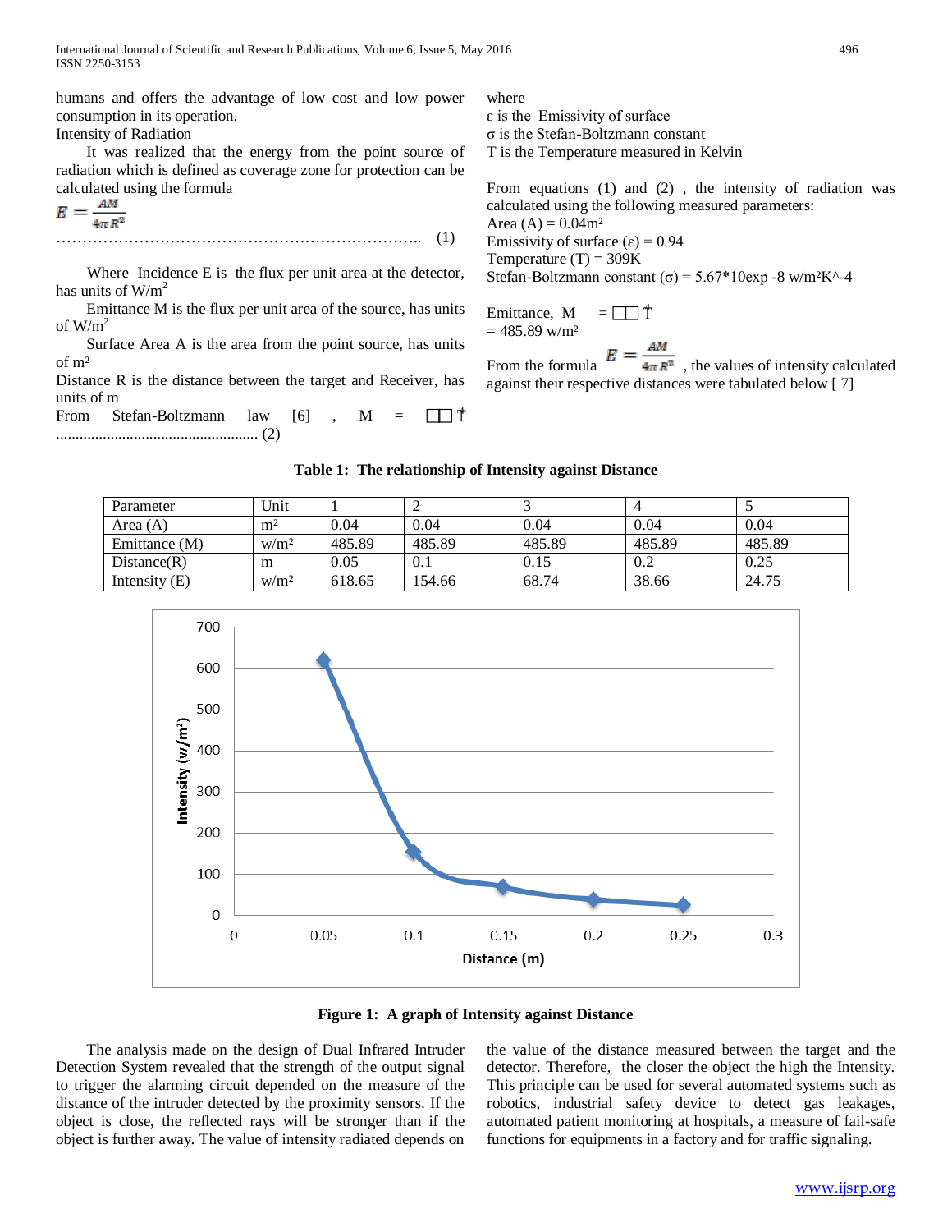humans and offers the advantage of low cost and low power consumption in its operation.

Intensity of Radiation

It was realized that the energy from the point source of radiation which is defined as coverage zone for protection can be calculated using the formula

$$E = \frac{AM}{4\pi R^2} \quad \text{……………………………………………………………….. (1)}$$

Where Incidence E is the flux per unit area at the detector, has units of $W/m^2$

Emittance M is the flux per unit area of the source, has units of $W/m^2$

Surface Area A is the area from the point source, has units of $m^2$

Distance R is the distance between the target and Receiver, has units of m

From Stefan-Boltzmann law [6] , M = ⬚⬚ ⬚ ................................................... (2)

where

ε is the Emissivity of surface

σ is the Stefan-Boltzmann constant

T is the Temperature measured in Kelvin

From equations (1) and (2) , the intensity of radiation was calculated using the following measured parameters:

Area (A) = 0.04m²

Emissivity of surface (ε) = 0.94

Temperature (T) = 309K

Stefan-Boltzmann constant (σ) = 5.67*10exp -8 w/m²K^-4

Emittance, M = ⬚⬚ ⬚
= 485.89 w/m²

From the formula $E = \frac{AM}{4\pi R^2}$ , the values of intensity calculated against their respective distances were tabulated below [ 7]

**Table 1: The relationship of Intensity against Distance**

| Parameter | Unit | 1 | 2 | 3 | 4 | 5 |
|---|---|---|---|---|---|---|
| Area (A) | m² | 0.04 | 0.04 | 0.04 | 0.04 | 0.04 |
| Emittance (M) | w/m² | 485.89 | 485.89 | 485.89 | 485.89 | 485.89 |
| Distance(R) | m | 0.05 | 0.1 | 0.15 | 0.2 | 0.25 |
| Intensity (E) | w/m² | 618.65 | 154.66 | 68.74 | 38.66 | 24.75 |

**Figure 1: A graph of Intensity against Distance**

The analysis made on the design of Dual Infrared Intruder Detection System revealed that the strength of the output signal to trigger the alarming circuit depended on the measure of the distance of the intruder detected by the proximity sensors. If the object is close, the reflected rays will be stronger than if the object is further away. The value of intensity radiated depends on the value of the distance measured between the target and the detector. Therefore, the closer the object the high the Intensity. This principle can be used for several automated systems such as robotics, industrial safety device to detect gas leakages, automated patient monitoring at hospitals, a measure of fail-safe functions for equipments in a factory and for traffic signaling.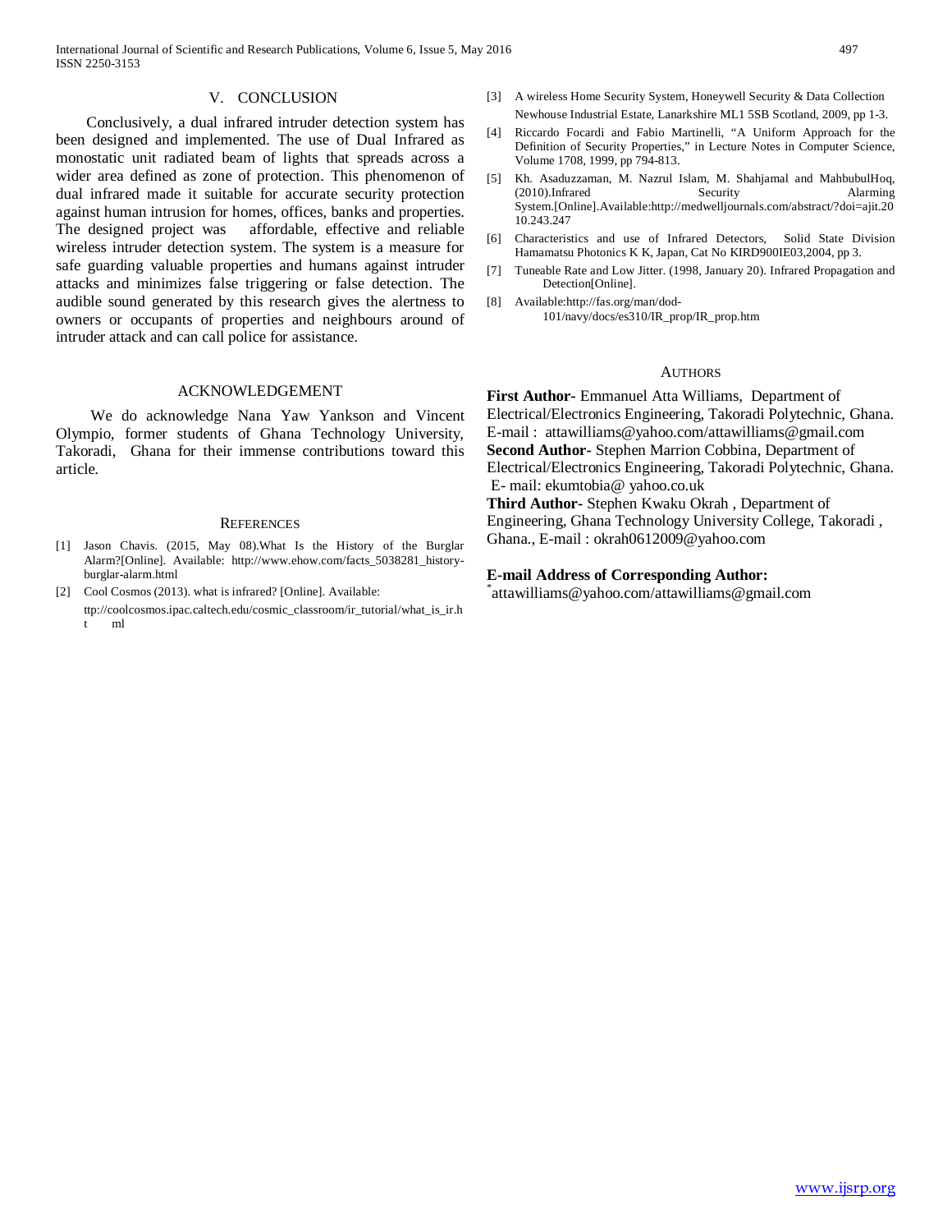## V. CONCLUSION

Conclusively, a dual infrared intruder detection system has been designed and implemented. The use of Dual Infrared as monostatic unit radiated beam of lights that spreads across a wider area defined as zone of protection. This phenomenon of dual infrared made it suitable for accurate security protection against human intrusion for homes, offices, banks and properties. The designed project was affordable, effective and reliable wireless intruder detection system. The system is a measure for safe guarding valuable properties and humans against intruder attacks and minimizes false triggering or false detection. The audible sound generated by this research gives the alertness to owners or occupants of properties and neighbours around of intruder attack and can call police for assistance.

## ACKNOWLEDGEMENT

We do acknowledge Nana Yaw Yankson and Vincent Olympio, former students of Ghana Technology University, Takoradi, Ghana for their immense contributions toward this article.

## REFERENCES

[1] Jason Chavis. (2015, May 08).What Is the History of the Burglar Alarm?[Online]. Available: http://www.ehow.com/facts_5038281_history-burglar-alarm.html

[2] Cool Cosmos (2013). what is infrared? [Online]. Available: ttp://coolcosmos.ipac.caltech.edu/cosmic_classroom/ir_tutorial/what_is_ir.ht ml

[3] A wireless Home Security System, Honeywell Security & Data Collection Newhouse Industrial Estate, Lanarkshire ML1 5SB Scotland, 2009, pp 1-3.

[4] Riccardo Focardi and Fabio Martinelli, "A Uniform Approach for the Definition of Security Properties," in Lecture Notes in Computer Science, Volume 1708, 1999, pp 794-813.

[5] Kh. Asaduzzaman, M. Nazrul Islam, M. Shahjamal and MahbubulHoq, (2010).Infrared Security Alarming System.[Online].Available:http://medwelljournals.com/abstract/?doi=ajit.2010.243.247

[6] Characteristics and use of Infrared Detectors, Solid State Division Hamamatsu Photonics K K, Japan, Cat No KIRD9001E03,2004, pp 3.

[7] Tuneable Rate and Low Jitter. (1998, January 20). Infrared Propagation and Detection[Online].

[8] Available:http://fas.org/man/dod-101/navy/docs/es310/IR_prop/IR_prop.htm

## AUTHORS

**First Author-** Emmanuel Atta Williams, Department of Electrical/Electronics Engineering, Takoradi Polytechnic, Ghana. E-mail : attawilliams@yahoo.com/attawilliams@gmail.com

**Second Author-** Stephen Marrion Cobbina, Department of Electrical/Electronics Engineering, Takoradi Polytechnic, Ghana. E- mail: ekumtobia@ yahoo.co.uk

**Third Author-** Stephen Kwaku Okrah , Department of Engineering, Ghana Technology University College, Takoradi , Ghana., E-mail : okrah0612009@yahoo.com

**E-mail Address of Corresponding Author:**
*attawilliams@yahoo.com/attawilliams@gmail.com